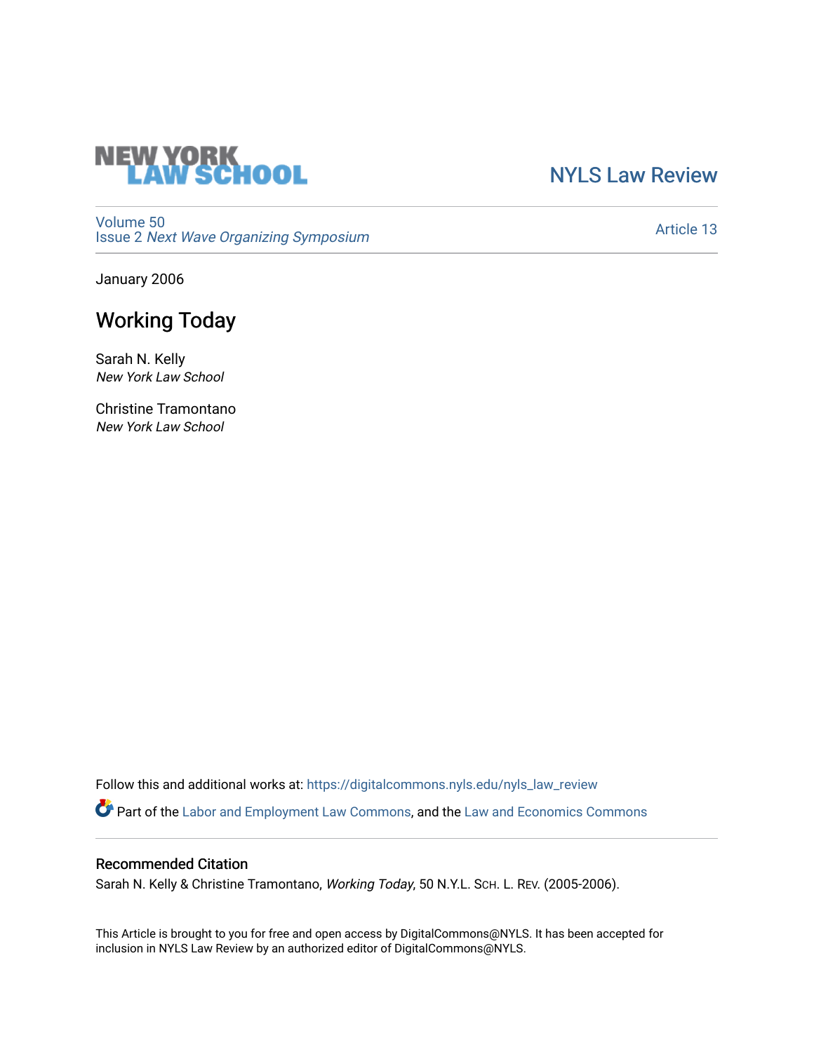NEW YORK LAW SCHOOL

NYLS Law Review

Volume 50
Issue 2 *Next Wave Organizing Symposium*

Article 13

January 2006

# Working Today

Sarah N. Kelly
*New York Law School*

Christine Tramontano
*New York Law School*

Follow this and additional works at: https://digitalcommons.nyls.edu/nyls_law_review

Part of the Labor and Employment Law Commons, and the Law and Economics Commons

## Recommended Citation

Sarah N. Kelly & Christine Tramontano, *Working Today*, 50 N.Y.L. SCH. L. REV. (2005-2006).

This Article is brought to you for free and open access by DigitalCommons@NYLS. It has been accepted for inclusion in NYLS Law Review by an authorized editor of DigitalCommons@NYLS.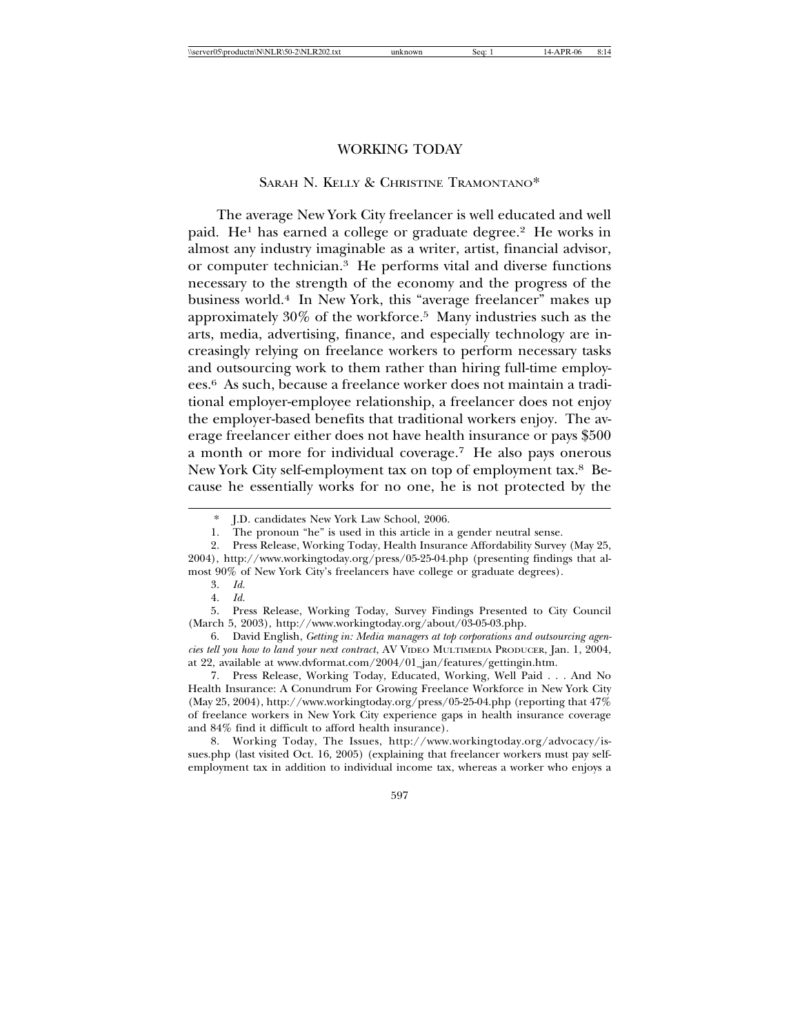# WORKING TODAY

## SARAH N. KELLY & CHRISTINE TRAMONTANO*

The average New York City freelancer is well educated and well paid. He[1] has earned a college or graduate degree.[2] He works in almost any industry imaginable as a writer, artist, financial advisor, or computer technician.[3] He performs vital and diverse functions necessary to the strength of the economy and the progress of the business world.[4] In New York, this "average freelancer" makes up approximately 30% of the workforce.[5] Many industries such as the arts, media, advertising, finance, and especially technology are increasingly relying on freelance workers to perform necessary tasks and outsourcing work to them rather than hiring full-time employees.[6] As such, because a freelance worker does not maintain a traditional employer-employee relationship, a freelancer does not enjoy the employer-based benefits that traditional workers enjoy. The average freelancer either does not have health insurance or pays $500 a month or more for individual coverage.[7] He also pays onerous New York City self-employment tax on top of employment tax.[8] Because he essentially works for no one, he is not protected by the

---

\* J.D. candidates New York Law School, 2006.

1. The pronoun "he" is used in this article in a gender neutral sense.

2. Press Release, Working Today, Health Insurance Affordability Survey (May 25, 2004), http://www.workingtoday.org/press/05-25-04.php (presenting findings that almost 90% of New York City's freelancers have college or graduate degrees).

3. *Id.*

4. *Id.*

5. Press Release, Working Today, Survey Findings Presented to City Council (March 5, 2003), http://www.workingtoday.org/about/03-05-03.php.

6. David English, *Getting in: Media managers at top corporations and outsourcing agencies tell you how to land your next contract*, AV VIDEO MULTIMEDIA PRODUCER, Jan. 1, 2004, at 22, available at www.dvformat.com/2004/01_jan/features/gettingin.htm.

7. Press Release, Working Today, Educated, Working, Well Paid . . . And No Health Insurance: A Conundrum For Growing Freelance Workforce in New York City (May 25, 2004), http://www.workingtoday.org/press/05-25-04.php (reporting that 47% of freelance workers in New York City experience gaps in health insurance coverage and 84% find it difficult to afford health insurance).

8. Working Today, The Issues, http://www.workingtoday.org/advocacy/issues.php (last visited Oct. 16, 2005) (explaining that freelancer workers must pay self-employment tax in addition to individual income tax, whereas a worker who enjoys a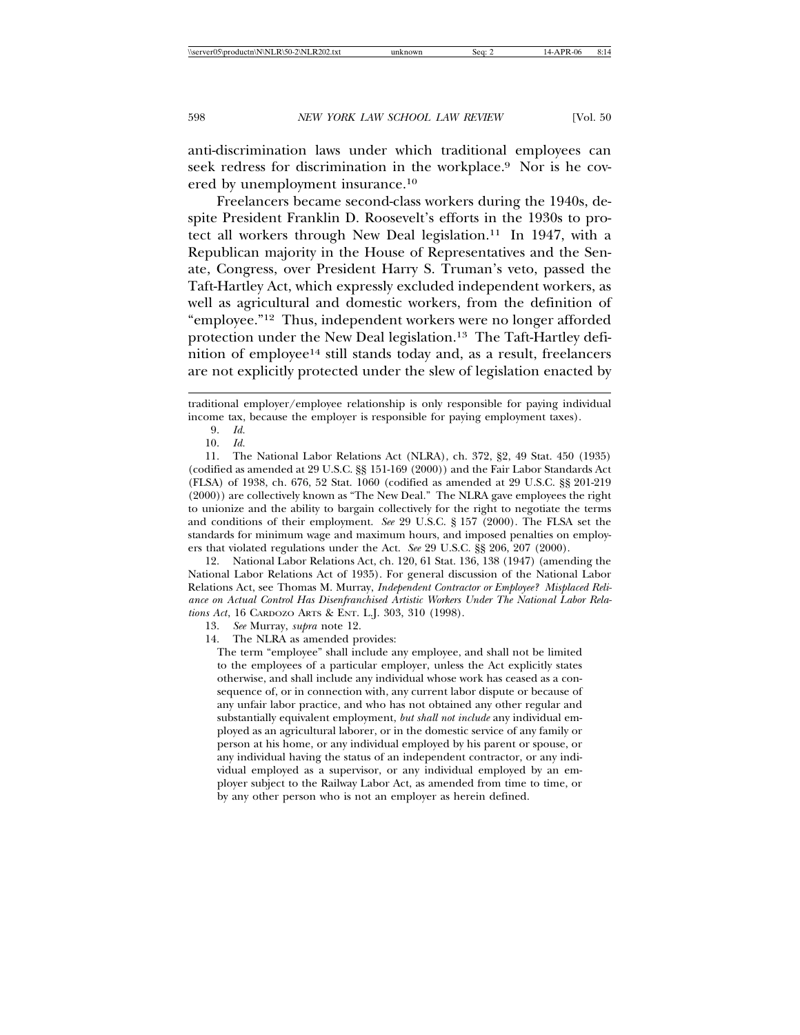anti-discrimination laws under which traditional employees can seek redress for discrimination in the workplace.[9] Nor is he covered by unemployment insurance.[10]

Freelancers became second-class workers during the 1940s, despite President Franklin D. Roosevelt's efforts in the 1930s to protect all workers through New Deal legislation.[11] In 1947, with a Republican majority in the House of Representatives and the Senate, Congress, over President Harry S. Truman's veto, passed the Taft-Hartley Act, which expressly excluded independent workers, as well as agricultural and domestic workers, from the definition of "employee."[12] Thus, independent workers were no longer afforded protection under the New Deal legislation.[13] The Taft-Hartley definition of employee[14] still stands today and, as a result, freelancers are not explicitly protected under the slew of legislation enacted by

---

traditional employer/employee relationship is only responsible for paying individual income tax, because the employer is responsible for paying employment taxes).

9. *Id.*

10. *Id.*

11. The National Labor Relations Act (NLRA), ch. 372, §2, 49 Stat. 450 (1935) (codified as amended at 29 U.S.C. §§ 151-169 (2000)) and the Fair Labor Standards Act (FLSA) of 1938, ch. 676, 52 Stat. 1060 (codified as amended at 29 U.S.C. §§ 201-219 (2000)) are collectively known as "The New Deal." The NLRA gave employees the right to unionize and the ability to bargain collectively for the right to negotiate the terms and conditions of their employment. *See* 29 U.S.C. § 157 (2000). The FLSA set the standards for minimum wage and maximum hours, and imposed penalties on employers that violated regulations under the Act. *See* 29 U.S.C. §§ 206, 207 (2000).

12. National Labor Relations Act, ch. 120, 61 Stat. 136, 138 (1947) (amending the National Labor Relations Act of 1935). For general discussion of the National Labor Relations Act, see Thomas M. Murray, *Independent Contractor or Employee? Misplaced Reliance on Actual Control Has Disenfranchised Artistic Workers Under The National Labor Relations Act*, 16 CARDOZO ARTS & ENT. L.J. 303, 310 (1998).

13. *See* Murray, *supra* note 12.

14. The NLRA as amended provides:

> The term "employee" shall include any employee, and shall not be limited to the employees of a particular employer, unless the Act explicitly states otherwise, and shall include any individual whose work has ceased as a consequence of, or in connection with, any current labor dispute or because of any unfair labor practice, and who has not obtained any other regular and substantially equivalent employment, *but shall not include* any individual employed as an agricultural laborer, or in the domestic service of any family or person at his home, or any individual employed by his parent or spouse, or any individual having the status of an independent contractor, or any individual employed as a supervisor, or any individual employed by an employer subject to the Railway Labor Act, as amended from time to time, or by any other person who is not an employer as herein defined.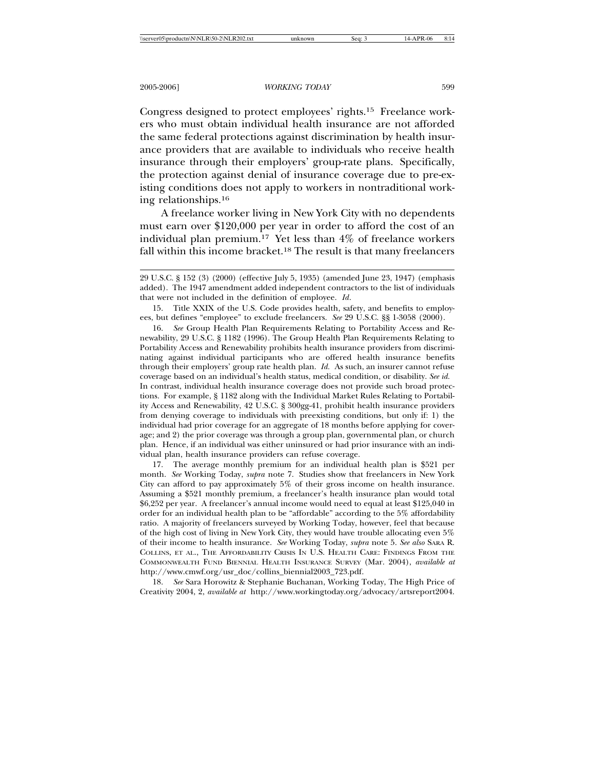Congress designed to protect employees' rights.[15] Freelance workers who must obtain individual health insurance are not afforded the same federal protections against discrimination by health insurance providers that are available to individuals who receive health insurance through their employers' group-rate plans. Specifically, the protection against denial of insurance coverage due to pre-existing conditions does not apply to workers in nontraditional working relationships.[16]

A freelance worker living in New York City with no dependents must earn over $120,000 per year in order to afford the cost of an individual plan premium.[17] Yet less than 4% of freelance workers fall within this income bracket.[18] The result is that many freelancers

---

29 U.S.C. § 152 (3) (2000) (effective July 5, 1935) (amended June 23, 1947) (emphasis added). The 1947 amendment added independent contractors to the list of individuals that were not included in the definition of employee. *Id*.

15. Title XXIX of the U.S. Code provides health, safety, and benefits to employees, but defines "employee" to exclude freelancers. *See* 29 U.S.C. §§ 1-3058 (2000).

16. *See* Group Health Plan Requirements Relating to Portability Access and Renewability, 29 U.S.C. § 1182 (1996). The Group Health Plan Requirements Relating to Portability Access and Renewability prohibits health insurance providers from discriminating against individual participants who are offered health insurance benefits through their employers' group rate health plan. *Id.* As such, an insurer cannot refuse coverage based on an individual's health status, medical condition, or disability. *See id.* In contrast, individual health insurance coverage does not provide such broad protections. For example, § 1182 along with the Individual Market Rules Relating to Portability Access and Renewability, 42 U.S.C. § 300gg-41, prohibit health insurance providers from denying coverage to individuals with preexisting conditions, but only if: 1) the individual had prior coverage for an aggregate of 18 months before applying for coverage; and 2) the prior coverage was through a group plan, governmental plan, or church plan. Hence, if an individual was either uninsured or had prior insurance with an individual plan, health insurance providers can refuse coverage.

17. The average monthly premium for an individual health plan is $521 per month. *See* Working Today, *supra* note 7. Studies show that freelancers in New York City can afford to pay approximately 5% of their gross income on health insurance. Assuming a $521 monthly premium, a freelancer's health insurance plan would total $6,252 per year. A freelancer's annual income would need to equal at least $125,040 in order for an individual health plan to be "affordable" according to the 5% affordability ratio. A majority of freelancers surveyed by Working Today, however, feel that because of the high cost of living in New York City, they would have trouble allocating even 5% of their income to health insurance. *See* Working Today, *supra* note 5. *See also* SARA R. COLLINS, ET AL., THE AFFORDABILITY CRISIS IN U.S. HEALTH CARE: FINDINGS FROM THE COMMONWEALTH FUND BIENNIAL HEALTH INSURANCE SURVEY (Mar. 2004), *available at* http://www.cmwf.org/usr_doc/collins_biennial2003_723.pdf.

18. *See* Sara Horowitz & Stephanie Buchanan, Working Today, The High Price of Creativity 2004, 2, *available at* http://www.workingtoday.org/advocacy/artsreport2004.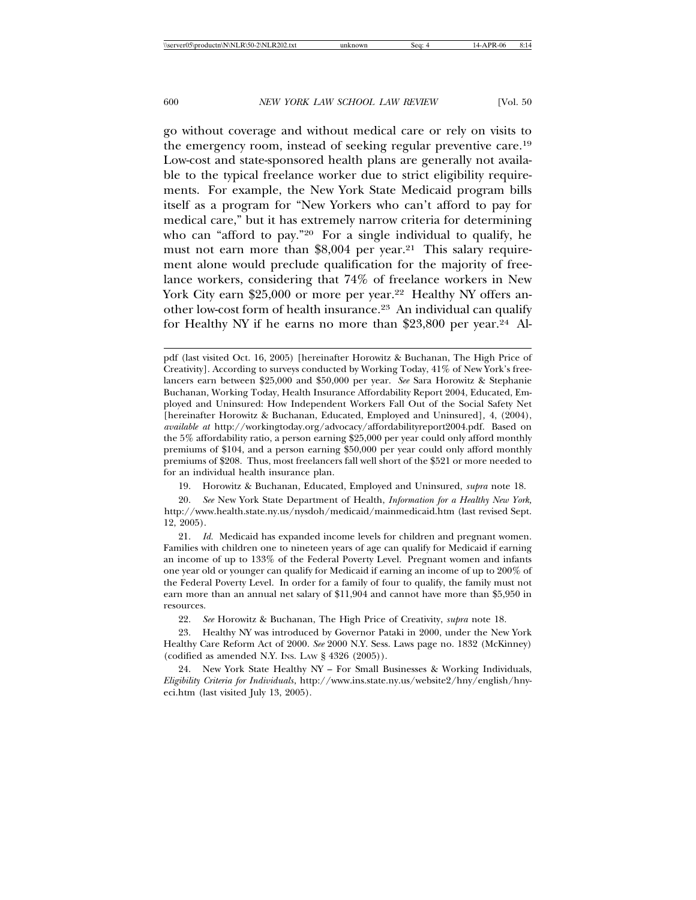go without coverage and without medical care or rely on visits to the emergency room, instead of seeking regular preventive care.[19] Low-cost and state-sponsored health plans are generally not available to the typical freelance worker due to strict eligibility requirements. For example, the New York State Medicaid program bills itself as a program for "New Yorkers who can't afford to pay for medical care," but it has extremely narrow criteria for determining who can "afford to pay."[20] For a single individual to qualify, he must not earn more than $8,004 per year.[21] This salary requirement alone would preclude qualification for the majority of freelance workers, considering that 74% of freelance workers in New York City earn $25,000 or more per year.[22] Healthy NY offers another low-cost form of health insurance.[23] An individual can qualify for Healthy NY if he earns no more than $23,800 per year.[24] Al-

---

pdf (last visited Oct. 16, 2005) [hereinafter Horowitz & Buchanan, The High Price of Creativity]. According to surveys conducted by Working Today, 41% of New York's freelancers earn between $25,000 and $50,000 per year. *See* Sara Horowitz & Stephanie Buchanan, Working Today, Health Insurance Affordability Report 2004, Educated, Employed and Uninsured: How Independent Workers Fall Out of the Social Safety Net [hereinafter Horowitz & Buchanan, Educated, Employed and Uninsured], 4, (2004), *available at* http://workingtoday.org/advocacy/affordabilityreport2004.pdf. Based on the 5% affordability ratio, a person earning $25,000 per year could only afford monthly premiums of $104, and a person earning $50,000 per year could only afford monthly premiums of $208. Thus, most freelancers fall well short of the $521 or more needed to for an individual health insurance plan.

19. Horowitz & Buchanan, Educated, Employed and Uninsured, *supra* note 18.

20. *See* New York State Department of Health, *Information for a Healthy New York*, http://www.health.state.ny.us/nysdoh/medicaid/mainmedicaid.htm (last revised Sept. 12, 2005).

21. *Id.* Medicaid has expanded income levels for children and pregnant women. Families with children one to nineteen years of age can qualify for Medicaid if earning an income of up to 133% of the Federal Poverty Level. Pregnant women and infants one year old or younger can qualify for Medicaid if earning an income of up to 200% of the Federal Poverty Level. In order for a family of four to qualify, the family must not earn more than an annual net salary of $11,904 and cannot have more than $5,950 in resources.

22. *See* Horowitz & Buchanan, The High Price of Creativity, *supra* note 18.

23. Healthy NY was introduced by Governor Pataki in 2000, under the New York Healthy Care Reform Act of 2000. *See* 2000 N.Y. Sess. Laws page no. 1832 (McKinney) (codified as amended N.Y. INS. LAW § 4326 (2005)).

24. New York State Healthy NY – For Small Businesses & Working Individuals, *Eligibility Criteria for Individuals*, http://www.ins.state.ny.us/website2/hny/english/hnyeci.htm (last visited July 13, 2005).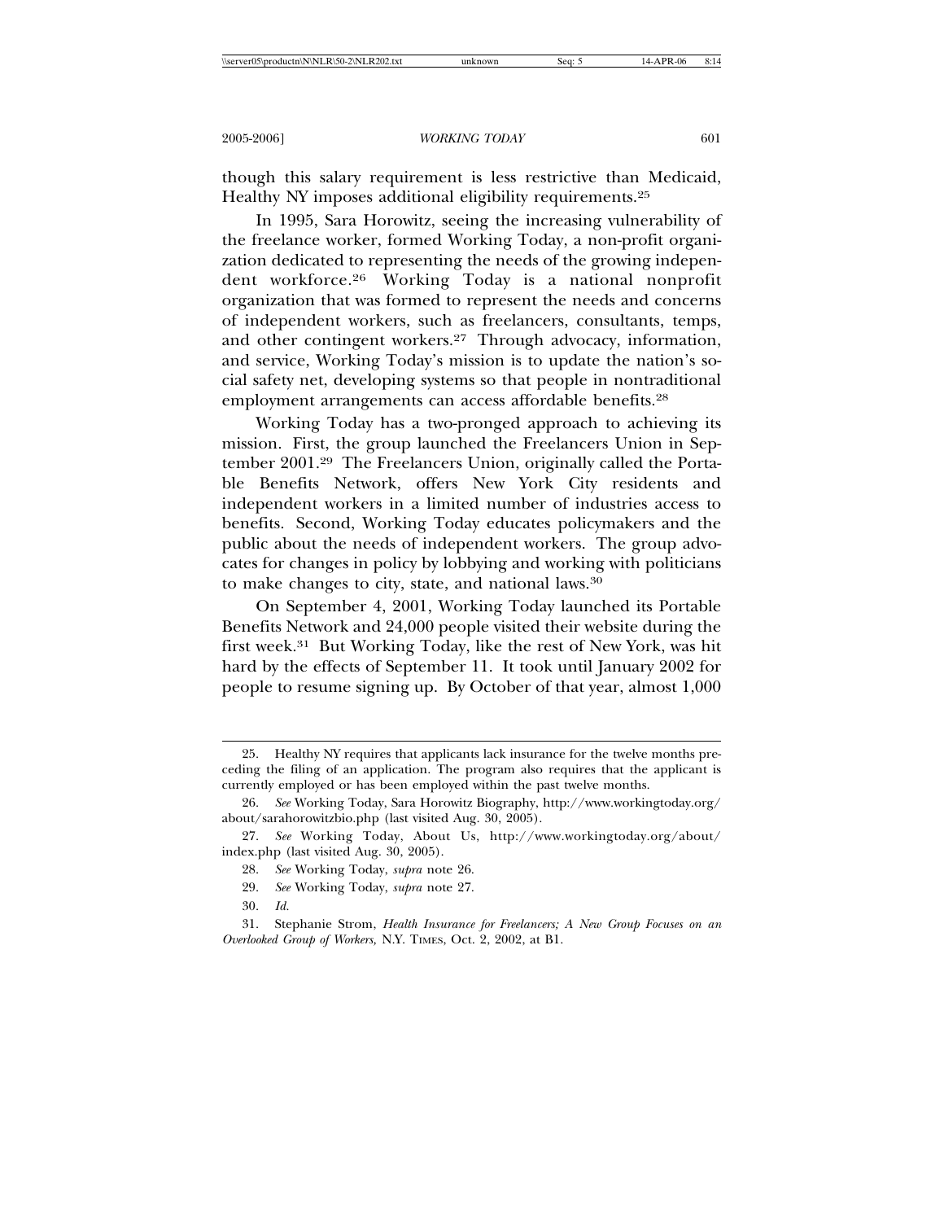though this salary requirement is less restrictive than Medicaid, Healthy NY imposes additional eligibility requirements.[25]

In 1995, Sara Horowitz, seeing the increasing vulnerability of the freelance worker, formed Working Today, a non-profit organization dedicated to representing the needs of the growing independent workforce.[26] Working Today is a national nonprofit organization that was formed to represent the needs and concerns of independent workers, such as freelancers, consultants, temps, and other contingent workers.[27] Through advocacy, information, and service, Working Today's mission is to update the nation's social safety net, developing systems so that people in nontraditional employment arrangements can access affordable benefits.[28]

Working Today has a two-pronged approach to achieving its mission. First, the group launched the Freelancers Union in September 2001.[29] The Freelancers Union, originally called the Portable Benefits Network, offers New York City residents and independent workers in a limited number of industries access to benefits. Second, Working Today educates policymakers and the public about the needs of independent workers. The group advocates for changes in policy by lobbying and working with politicians to make changes to city, state, and national laws.[30]

On September 4, 2001, Working Today launched its Portable Benefits Network and 24,000 people visited their website during the first week.[31] But Working Today, like the rest of New York, was hit hard by the effects of September 11. It took until January 2002 for people to resume signing up. By October of that year, almost 1,000

---

25. Healthy NY requires that applicants lack insurance for the twelve months preceding the filing of an application. The program also requires that the applicant is currently employed or has been employed within the past twelve months.

26. *See* Working Today, Sara Horowitz Biography, http://www.workingtoday.org/about/sarahorowitzbio.php (last visited Aug. 30, 2005).

27. *See* Working Today, About Us, http://www.workingtoday.org/about/index.php (last visited Aug. 30, 2005).

28. *See* Working Today, *supra* note 26.

29. *See* Working Today, *supra* note 27.

30. *Id.*

31. Stephanie Strom, *Health Insurance for Freelancers; A New Group Focuses on an Overlooked Group of Workers,* N.Y. TIMES, Oct. 2, 2002, at B1.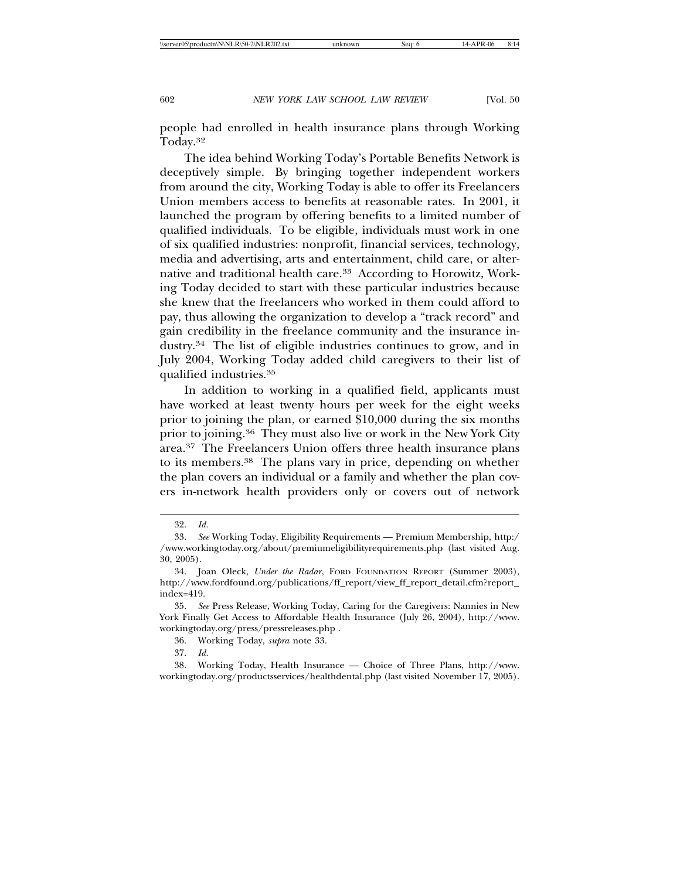people had enrolled in health insurance plans through Working Today.[32]

The idea behind Working Today's Portable Benefits Network is deceptively simple. By bringing together independent workers from around the city, Working Today is able to offer its Freelancers Union members access to benefits at reasonable rates. In 2001, it launched the program by offering benefits to a limited number of qualified individuals. To be eligible, individuals must work in one of six qualified industries: nonprofit, financial services, technology, media and advertising, arts and entertainment, child care, or alternative and traditional health care.[33] According to Horowitz, Working Today decided to start with these particular industries because she knew that the freelancers who worked in them could afford to pay, thus allowing the organization to develop a "track record" and gain credibility in the freelance community and the insurance industry.[34] The list of eligible industries continues to grow, and in July 2004, Working Today added child caregivers to their list of qualified industries.[35]

In addition to working in a qualified field, applicants must have worked at least twenty hours per week for the eight weeks prior to joining the plan, or earned $10,000 during the six months prior to joining.[36] They must also live or work in the New York City area.[37] The Freelancers Union offers three health insurance plans to its members.[38] The plans vary in price, depending on whether the plan covers an individual or a family and whether the plan covers in-network health providers only or covers out of network

---

32. *Id.*

33. *See* Working Today, Eligibility Requirements — Premium Membership, http://www.workingtoday.org/about/premiumeligibilityrequirements.php (last visited Aug. 30, 2005).

34. Joan Oleck, *Under the Radar*, FORD FOUNDATION REPORT (Summer 2003), http://www.fordfound.org/publications/ff_report/view_ff_report_detail.cfm?report_index=419.

35. *See* Press Release, Working Today, Caring for the Caregivers: Nannies in New York Finally Get Access to Affordable Health Insurance (July 26, 2004), http://www.workingtoday.org/press/pressreleases.php .

36. Working Today, *supra* note 33.

37. *Id.*

38. Working Today, Health Insurance — Choice of Three Plans, http://www.workingtoday.org/productsservices/healthdental.php (last visited November 17, 2005).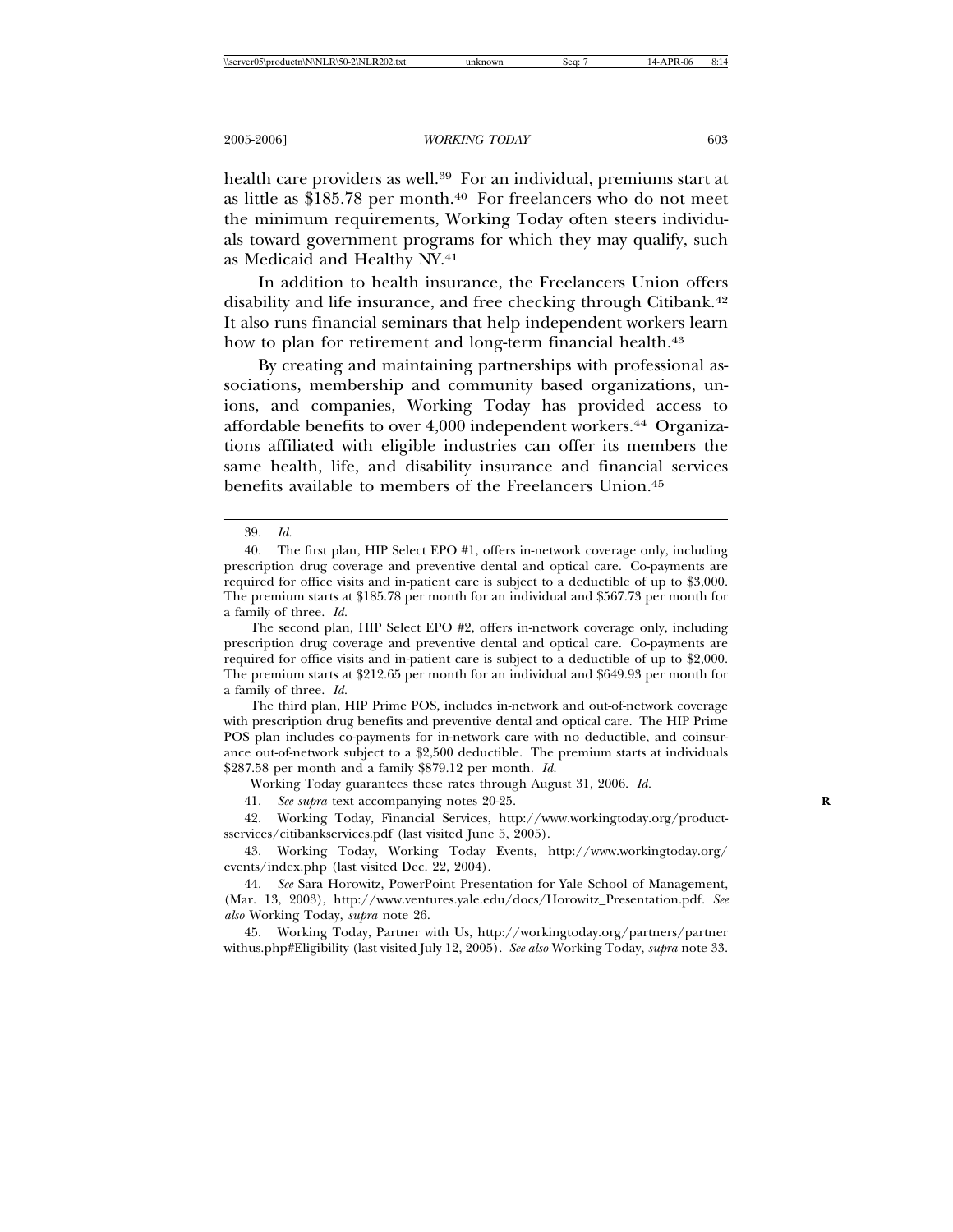health care providers as well.[39] For an individual, premiums start at as little as $185.78 per month.[40] For freelancers who do not meet the minimum requirements, Working Today often steers individuals toward government programs for which they may qualify, such as Medicaid and Healthy NY.[41]

In addition to health insurance, the Freelancers Union offers disability and life insurance, and free checking through Citibank.[42] It also runs financial seminars that help independent workers learn how to plan for retirement and long-term financial health.[43]

By creating and maintaining partnerships with professional associations, membership and community based organizations, unions, and companies, Working Today has provided access to affordable benefits to over 4,000 independent workers.[44] Organizations affiliated with eligible industries can offer its members the same health, life, and disability insurance and financial services benefits available to members of the Freelancers Union.[45]

---

39. *Id.*

40. The first plan, HIP Select EPO #1, offers in-network coverage only, including prescription drug coverage and preventive dental and optical care. Co-payments are required for office visits and in-patient care is subject to a deductible of up to $3,000. The premium starts at $185.78 per month for an individual and $567.73 per month for a family of three. *Id.*

The second plan, HIP Select EPO #2, offers in-network coverage only, including prescription drug coverage and preventive dental and optical care. Co-payments are required for office visits and in-patient care is subject to a deductible of up to $2,000. The premium starts at $212.65 per month for an individual and $649.93 per month for a family of three. *Id.*

The third plan, HIP Prime POS, includes in-network and out-of-network coverage with prescription drug benefits and preventive dental and optical care. The HIP Prime POS plan includes co-payments for in-network care with no deductible, and coinsurance out-of-network subject to a $2,500 deductible. The premium starts at individuals $287.58 per month and a family $879.12 per month. *Id.*

Working Today guarantees these rates through August 31, 2006. *Id.*

41. *See supra* text accompanying notes 20-25.

42. Working Today, Financial Services, http://www.workingtoday.org/productsservices/citibankservices.pdf (last visited June 5, 2005).

43. Working Today, Working Today Events, http://www.workingtoday.org/events/index.php (last visited Dec. 22, 2004).

44. *See* Sara Horowitz, PowerPoint Presentation for Yale School of Management, (Mar. 13, 2003), http://www.ventures.yale.edu/docs/Horowitz_Presentation.pdf. *See also* Working Today, *supra* note 26.

45. Working Today, Partner with Us, http://workingtoday.org/partners/partnerwithus.php#Eligibility (last visited July 12, 2005). *See also* Working Today, *supra* note 33.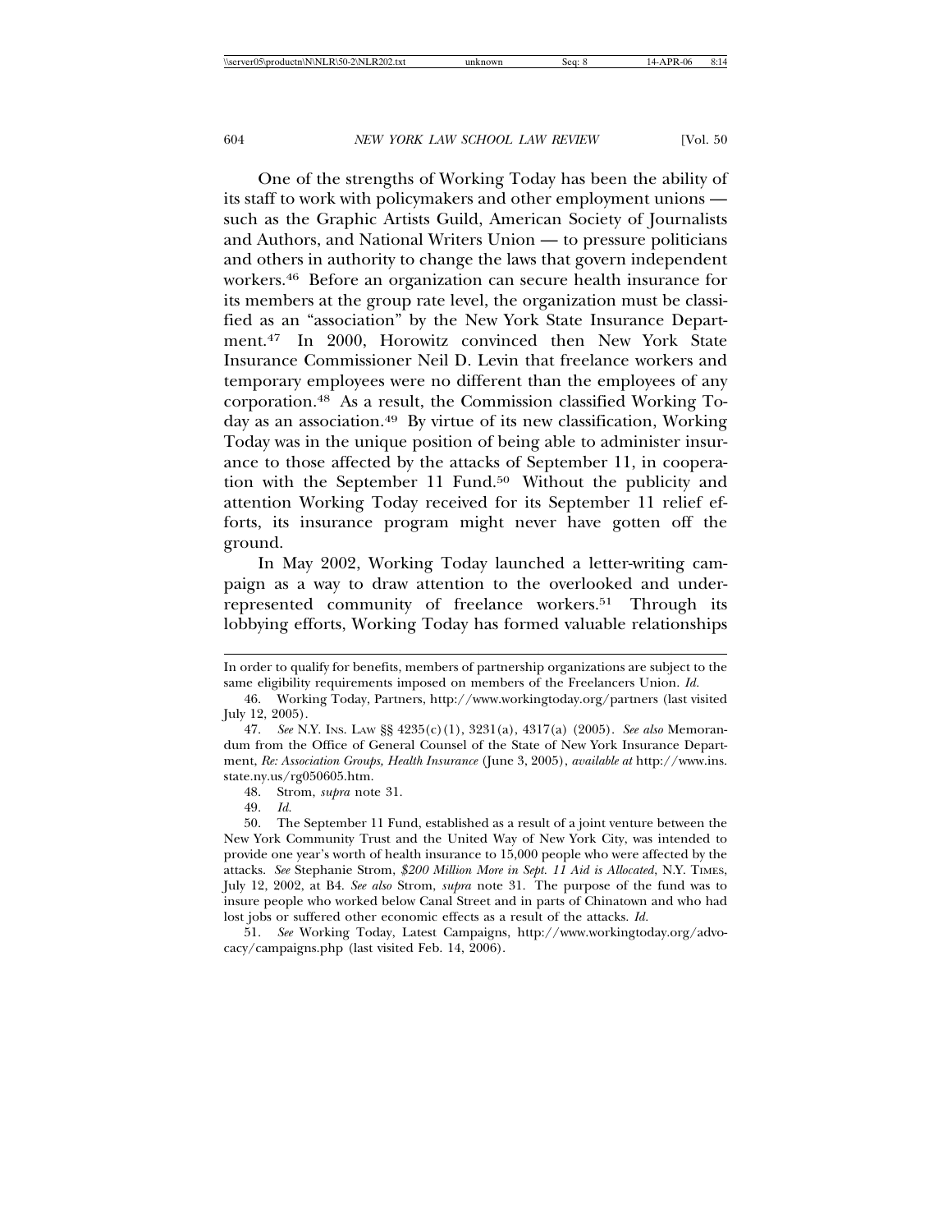One of the strengths of Working Today has been the ability of its staff to work with policymakers and other employment unions — such as the Graphic Artists Guild, American Society of Journalists and Authors, and National Writers Union — to pressure politicians and others in authority to change the laws that govern independent workers.[46] Before an organization can secure health insurance for its members at the group rate level, the organization must be classified as an "association" by the New York State Insurance Department.[47] In 2000, Horowitz convinced then New York State Insurance Commissioner Neil D. Levin that freelance workers and temporary employees were no different than the employees of any corporation.[48] As a result, the Commission classified Working Today as an association.[49] By virtue of its new classification, Working Today was in the unique position of being able to administer insurance to those affected by the attacks of September 11, in cooperation with the September 11 Fund.[50] Without the publicity and attention Working Today received for its September 11 relief efforts, its insurance program might never have gotten off the ground.

In May 2002, Working Today launched a letter-writing campaign as a way to draw attention to the overlooked and underrepresented community of freelance workers.[51] Through its lobbying efforts, Working Today has formed valuable relationships

---

In order to qualify for benefits, members of partnership organizations are subject to the same eligibility requirements imposed on members of the Freelancers Union. *Id.*

46. Working Today, Partners, http://www.workingtoday.org/partners (last visited July 12, 2005).

47. *See* N.Y. INS. LAW §§ 4235(c)(1), 3231(a), 4317(a) (2005). *See also* Memorandum from the Office of General Counsel of the State of New York Insurance Department, *Re: Association Groups, Health Insurance* (June 3, 2005), *available at* http://www.ins.state.ny.us/rg050605.htm.

48. Strom, *supra* note 31.

49. *Id.*

50. The September 11 Fund, established as a result of a joint venture between the New York Community Trust and the United Way of New York City, was intended to provide one year's worth of health insurance to 15,000 people who were affected by the attacks. *See* Stephanie Strom, *$200 Million More in Sept. 11 Aid is Allocated*, N.Y. TIMES, July 12, 2002, at B4. *See also* Strom, *supra* note 31. The purpose of the fund was to insure people who worked below Canal Street and in parts of Chinatown and who had lost jobs or suffered other economic effects as a result of the attacks. *Id.*

51. *See* Working Today, Latest Campaigns, http://www.workingtoday.org/advocacy/campaigns.php (last visited Feb. 14, 2006).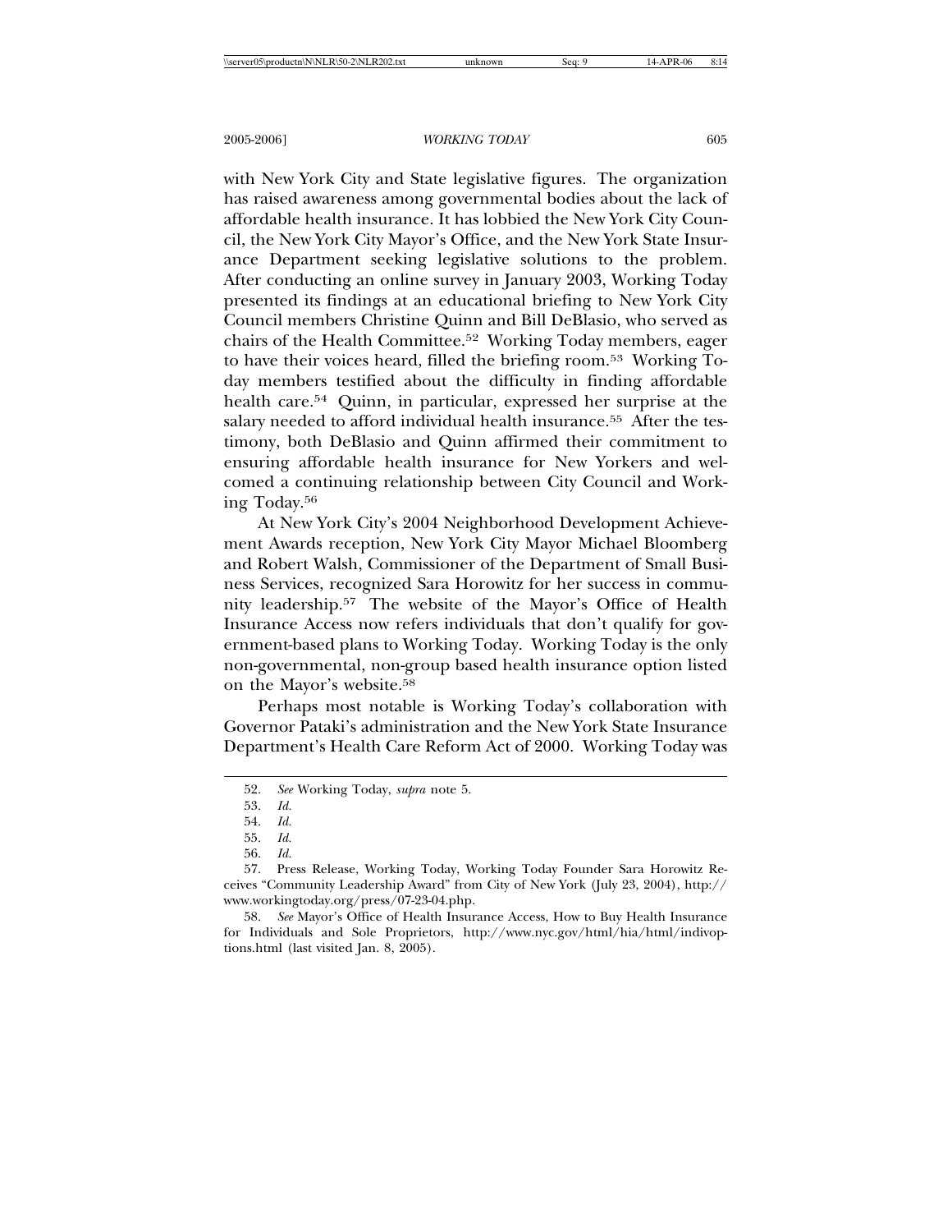with New York City and State legislative figures. The organization has raised awareness among governmental bodies about the lack of affordable health insurance. It has lobbied the New York City Council, the New York City Mayor's Office, and the New York State Insurance Department seeking legislative solutions to the problem. After conducting an online survey in January 2003, Working Today presented its findings at an educational briefing to New York City Council members Christine Quinn and Bill DeBlasio, who served as chairs of the Health Committee.[52] Working Today members, eager to have their voices heard, filled the briefing room.[53] Working Today members testified about the difficulty in finding affordable health care.[54] Quinn, in particular, expressed her surprise at the salary needed to afford individual health insurance.[55] After the testimony, both DeBlasio and Quinn affirmed their commitment to ensuring affordable health insurance for New Yorkers and welcomed a continuing relationship between City Council and Working Today.[56]

At New York City's 2004 Neighborhood Development Achievement Awards reception, New York City Mayor Michael Bloomberg and Robert Walsh, Commissioner of the Department of Small Business Services, recognized Sara Horowitz for her success in community leadership.[57] The website of the Mayor's Office of Health Insurance Access now refers individuals that don't qualify for government-based plans to Working Today. Working Today is the only non-governmental, non-group based health insurance option listed on the Mayor's website.[58]

Perhaps most notable is Working Today's collaboration with Governor Pataki's administration and the New York State Insurance Department's Health Care Reform Act of 2000. Working Today was

---

52. *See* Working Today, *supra* note 5.

53. *Id.*

54. *Id.*

55. *Id.*

56. *Id.*

57. Press Release, Working Today, Working Today Founder Sara Horowitz Receives "Community Leadership Award" from City of New York (July 23, 2004), http://www.workingtoday.org/press/07-23-04.php.

58. *See* Mayor's Office of Health Insurance Access, How to Buy Health Insurance for Individuals and Sole Proprietors, http://www.nyc.gov/html/hia/html/indivoptions.html (last visited Jan. 8, 2005).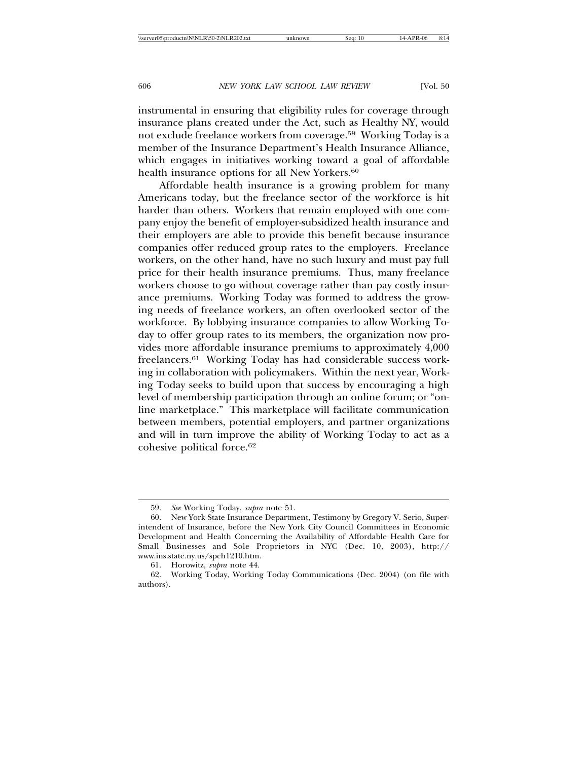instrumental in ensuring that eligibility rules for coverage through insurance plans created under the Act, such as Healthy NY, would not exclude freelance workers from coverage.[59] Working Today is a member of the Insurance Department's Health Insurance Alliance, which engages in initiatives working toward a goal of affordable health insurance options for all New Yorkers.[60]

Affordable health insurance is a growing problem for many Americans today, but the freelance sector of the workforce is hit harder than others. Workers that remain employed with one company enjoy the benefit of employer-subsidized health insurance and their employers are able to provide this benefit because insurance companies offer reduced group rates to the employers. Freelance workers, on the other hand, have no such luxury and must pay full price for their health insurance premiums. Thus, many freelance workers choose to go without coverage rather than pay costly insurance premiums. Working Today was formed to address the growing needs of freelance workers, an often overlooked sector of the workforce. By lobbying insurance companies to allow Working Today to offer group rates to its members, the organization now provides more affordable insurance premiums to approximately 4,000 freelancers.[61] Working Today has had considerable success working in collaboration with policymakers. Within the next year, Working Today seeks to build upon that success by encouraging a high level of membership participation through an online forum; or "online marketplace." This marketplace will facilitate communication between members, potential employers, and partner organizations and will in turn improve the ability of Working Today to act as a cohesive political force.[62]

---

59. *See* Working Today, *supra* note 51.

60. New York State Insurance Department, Testimony by Gregory V. Serio, Superintendent of Insurance, before the New York City Council Committees in Economic Development and Health Concerning the Availability of Affordable Health Care for Small Businesses and Sole Proprietors in NYC (Dec. 10, 2003), http://www.ins.state.ny.us/spch1210.htm.

61. Horowitz, *supra* note 44.

62. Working Today, Working Today Communications (Dec. 2004) (on file with authors).